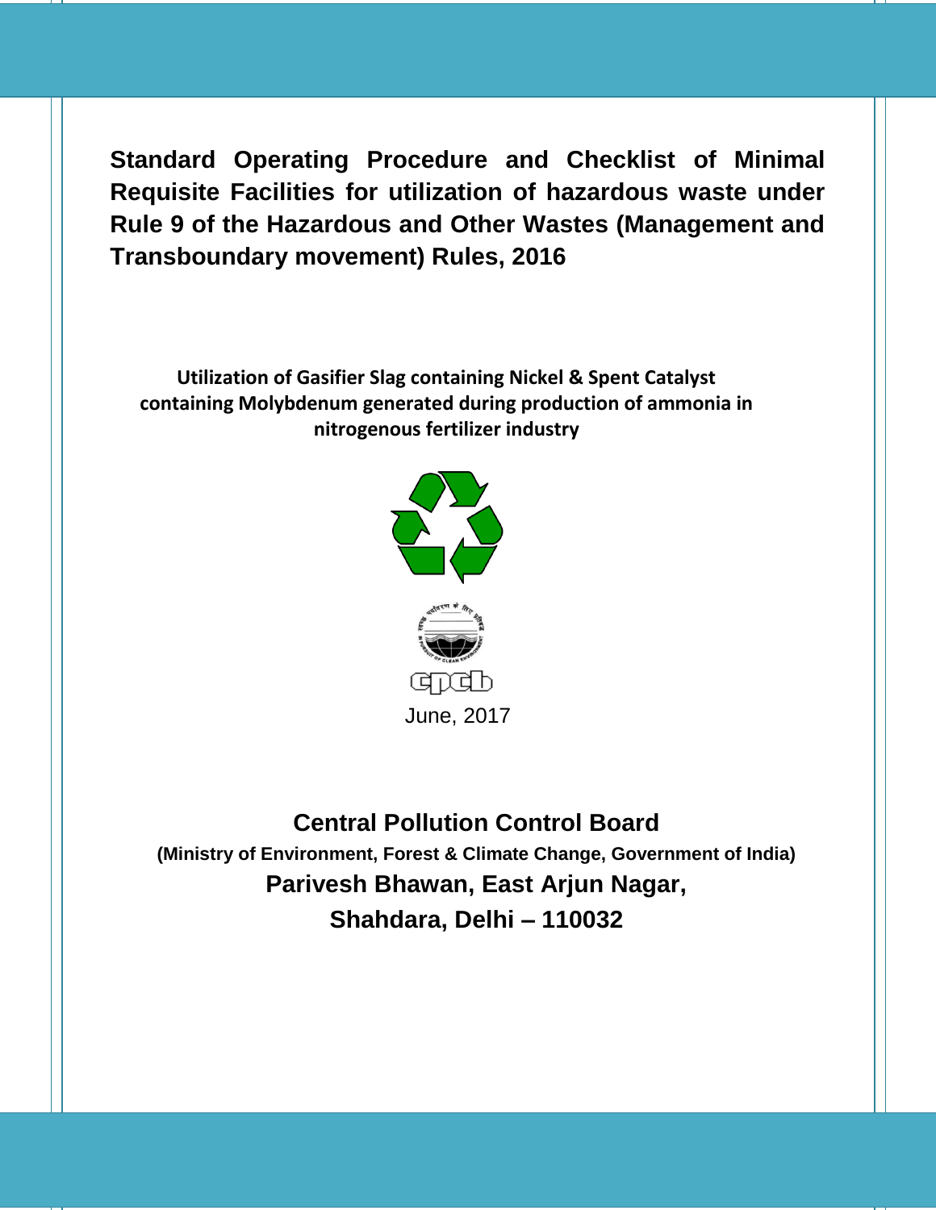# Standard Operating Procedure and Checklist of Minimal Requisite Facilities for utilization of hazardous waste under Rule 9 of the Hazardous and Other Wastes (Management and Transboundary movement) Rules, 2016

**Utilization of Gasifier Slag containing Nickel & Spent Catalyst containing Molybdenum generated during production of ammonia in nitrogenous fertilizer industry**

June, 2017

**Central Pollution Control Board**

**(Ministry of Environment, Forest & Climate Change, Government of India)**

**Parivesh Bhawan, East Arjun Nagar,**

**Shahdara, Delhi – 110032**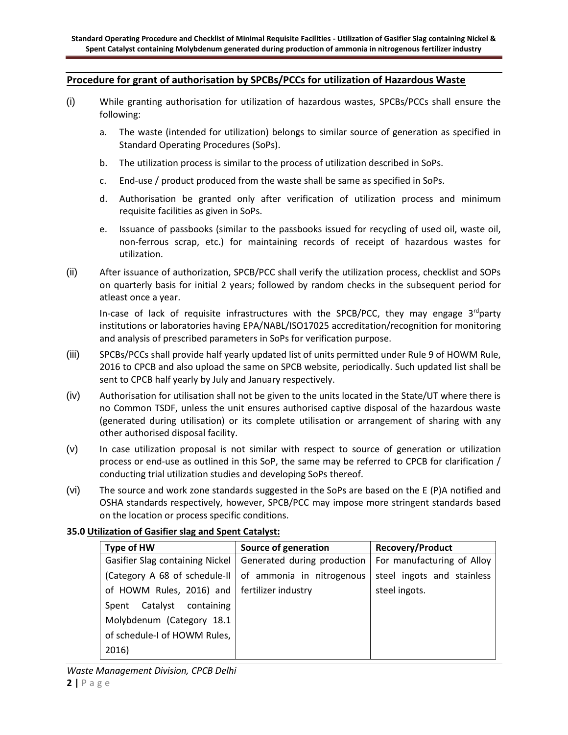## Procedure for grant of authorisation by SPCBs/PCCs for utilization of Hazardous Waste

(i) While granting authorisation for utilization of hazardous wastes, SPCBs/PCCs shall ensure the following:

   a. The waste (intended for utilization) belongs to similar source of generation as specified in Standard Operating Procedures (SoPs).

   b. The utilization process is similar to the process of utilization described in SoPs.

   c. End-use / product produced from the waste shall be same as specified in SoPs.

   d. Authorisation be granted only after verification of utilization process and minimum requisite facilities as given in SoPs.

   e. Issuance of passbooks (similar to the passbooks issued for recycling of used oil, waste oil, non-ferrous scrap, etc.) for maintaining records of receipt of hazardous wastes for utilization.

(ii) After issuance of authorization, SPCB/PCC shall verify the utilization process, checklist and SOPs on quarterly basis for initial 2 years; followed by random checks in the subsequent period for atleast once a year.

   In-case of lack of requisite infrastructures with the SPCB/PCC, they may engage 3rdparty institutions or laboratories having EPA/NABL/ISO17025 accreditation/recognition for monitoring and analysis of prescribed parameters in SoPs for verification purpose.

(iii) SPCBs/PCCs shall provide half yearly updated list of units permitted under Rule 9 of HOWM Rule, 2016 to CPCB and also upload the same on SPCB website, periodically. Such updated list shall be sent to CPCB half yearly by July and January respectively.

(iv) Authorisation for utilisation shall not be given to the units located in the State/UT where there is no Common TSDF, unless the unit ensures authorised captive disposal of the hazardous waste (generated during utilisation) or its complete utilisation or arrangement of sharing with any other authorised disposal facility.

(v) In case utilization proposal is not similar with respect to source of generation or utilization process or end-use as outlined in this SoP, the same may be referred to CPCB for clarification / conducting trial utilization studies and developing SoPs thereof.

(vi) The source and work zone standards suggested in the SoPs are based on the E (P)A notified and OSHA standards respectively, however, SPCB/PCC may impose more stringent standards based on the location or process specific conditions.

**35.0 Utilization of Gasifier slag and Spent Catalyst:**

| Type of HW | Source of generation | Recovery/Product |
|---|---|---|
| Gasifier Slag containing Nickel (Category A 68 of schedule-II of HOWM Rules, 2016) and Spent Catalyst containing Molybdenum (Category 18.1 of schedule-I of HOWM Rules, 2016) | Generated during production of ammonia in nitrogenous fertilizer industry | For manufacturing of Alloy steel ingots and stainless steel ingots. |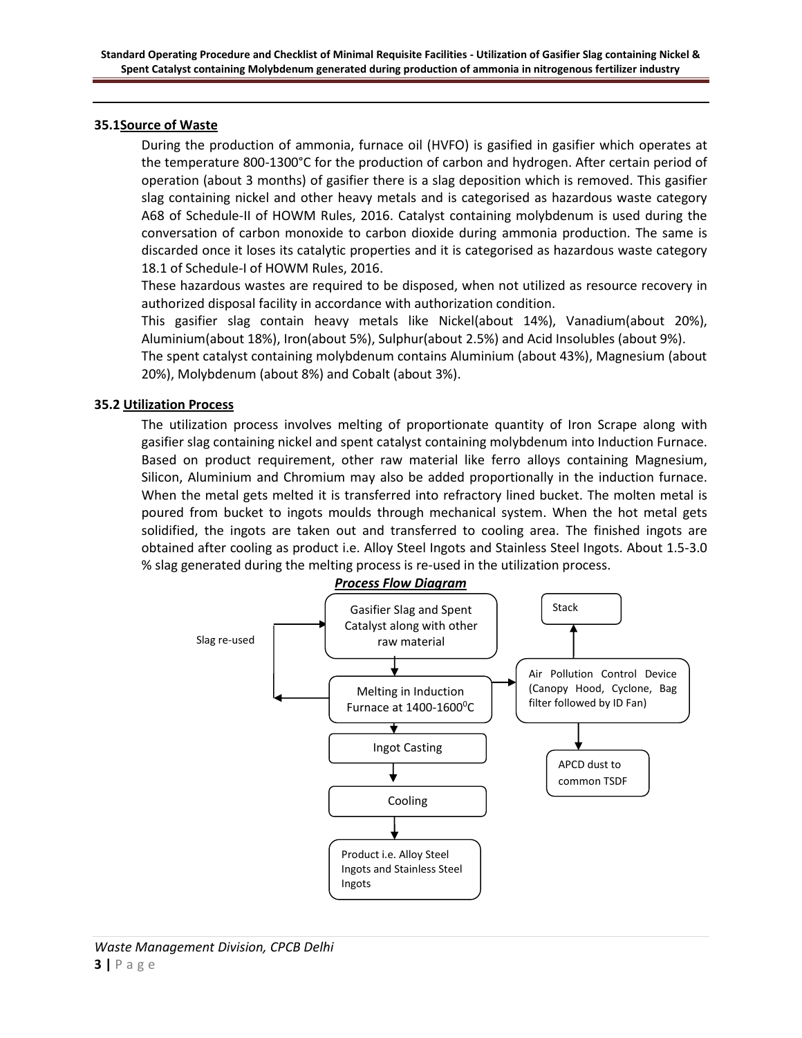## 35.1 Source of Waste

During the production of ammonia, furnace oil (HVFO) is gasified in gasifier which operates at the temperature 800-1300°C for the production of carbon and hydrogen. After certain period of operation (about 3 months) of gasifier there is a slag deposition which is removed. This gasifier slag containing nickel and other heavy metals and is categorised as hazardous waste category A68 of Schedule-II of HOWM Rules, 2016. Catalyst containing molybdenum is used during the conversation of carbon monoxide to carbon dioxide during ammonia production. The same is discarded once it loses its catalytic properties and it is categorised as hazardous waste category 18.1 of Schedule-I of HOWM Rules, 2016.

These hazardous wastes are required to be disposed, when not utilized as resource recovery in authorized disposal facility in accordance with authorization condition.

This gasifier slag contain heavy metals like Nickel(about 14%), Vanadium(about 20%), Aluminium(about 18%), Iron(about 5%), Sulphur(about 2.5%) and Acid Insolubles (about 9%).

The spent catalyst containing molybdenum contains Aluminium (about 43%), Magnesium (about 20%), Molybdenum (about 8%) and Cobalt (about 3%).

## 35.2 Utilization Process

The utilization process involves melting of proportionate quantity of Iron Scrape along with gasifier slag containing nickel and spent catalyst containing molybdenum into Induction Furnace. Based on product requirement, other raw material like ferro alloys containing Magnesium, Silicon, Aluminium and Chromium may also be added proportionally in the induction furnace. When the metal gets melted it is transferred into refractory lined bucket. The molten metal is poured from bucket to ingots moulds through mechanical system. When the hot metal gets solidified, the ingots are taken out and transferred to cooling area. The finished ingots are obtained after cooling as product i.e. Alloy Steel Ingots and Stainless Steel Ingots. About 1.5-3.0 % slag generated during the melting process is re-used in the utilization process.

***Process Flow Diagram***

- Gasifier Slag and Spent Catalyst along with other raw material
  ↓
- Melting in Induction Furnace at 1400-1600$^0$C (Slag re-used → back to raw material input; emissions → Air Pollution Control Device (Canopy Hood, Cyclone, Bag filter followed by ID Fan) → Stack; APCD dust to common TSDF)
  ↓
- Ingot Casting
  ↓
- Cooling
  ↓
- Product i.e. Alloy Steel Ingots and Stainless Steel Ingots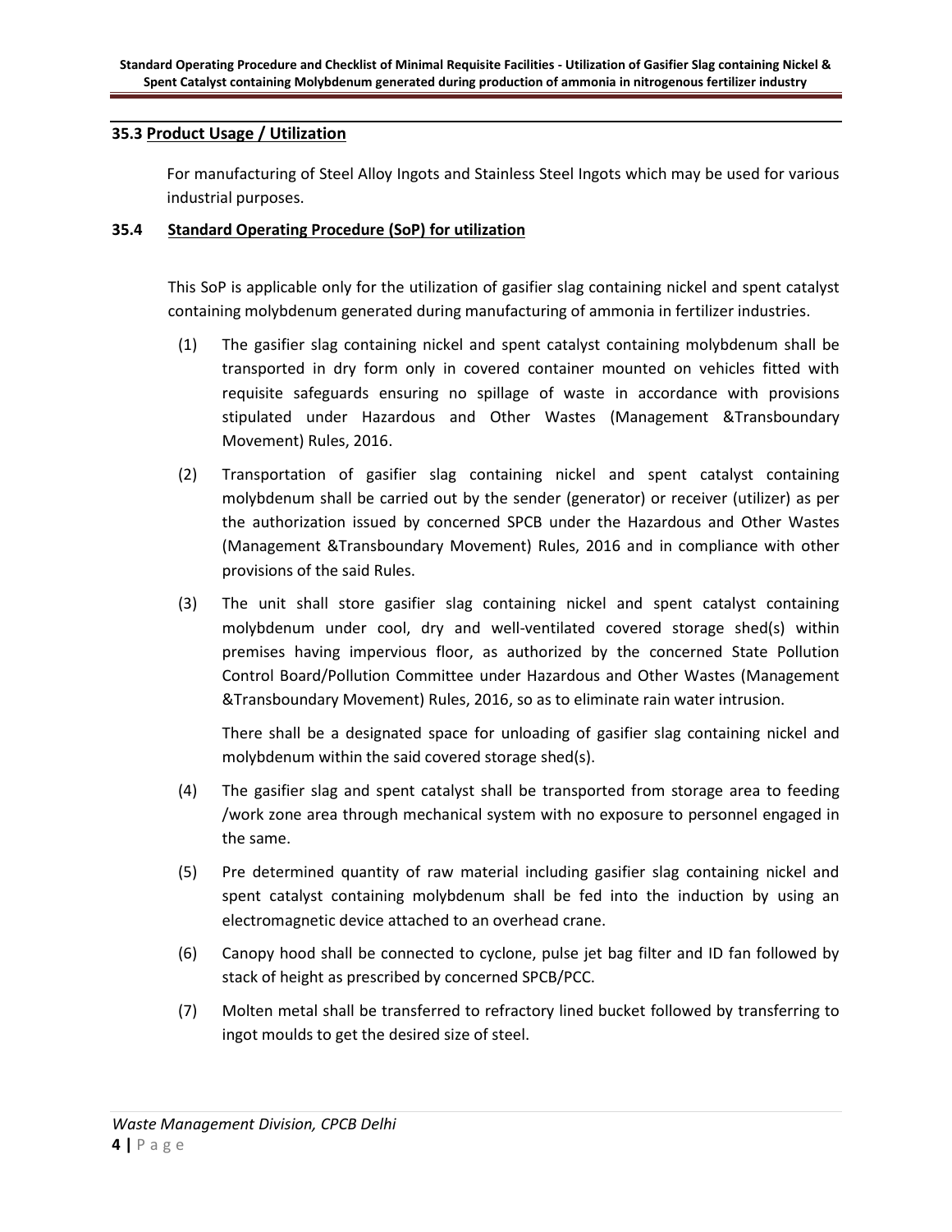### 35.3 Product Usage / Utilization

For manufacturing of Steel Alloy Ingots and Stainless Steel Ingots which may be used for various industrial purposes.

### 35.4 Standard Operating Procedure (SoP) for utilization

This SoP is applicable only for the utilization of gasifier slag containing nickel and spent catalyst containing molybdenum generated during manufacturing of ammonia in fertilizer industries.

(1) The gasifier slag containing nickel and spent catalyst containing molybdenum shall be transported in dry form only in covered container mounted on vehicles fitted with requisite safeguards ensuring no spillage of waste in accordance with provisions stipulated under Hazardous and Other Wastes (Management &Transboundary Movement) Rules, 2016.

(2) Transportation of gasifier slag containing nickel and spent catalyst containing molybdenum shall be carried out by the sender (generator) or receiver (utilizer) as per the authorization issued by concerned SPCB under the Hazardous and Other Wastes (Management &Transboundary Movement) Rules, 2016 and in compliance with other provisions of the said Rules.

(3) The unit shall store gasifier slag containing nickel and spent catalyst containing molybdenum under cool, dry and well-ventilated covered storage shed(s) within premises having impervious floor, as authorized by the concerned State Pollution Control Board/Pollution Committee under Hazardous and Other Wastes (Management &Transboundary Movement) Rules, 2016, so as to eliminate rain water intrusion.

    There shall be a designated space for unloading of gasifier slag containing nickel and molybdenum within the said covered storage shed(s).

(4) The gasifier slag and spent catalyst shall be transported from storage area to feeding /work zone area through mechanical system with no exposure to personnel engaged in the same.

(5) Pre determined quantity of raw material including gasifier slag containing nickel and spent catalyst containing molybdenum shall be fed into the induction by using an electromagnetic device attached to an overhead crane.

(6) Canopy hood shall be connected to cyclone, pulse jet bag filter and ID fan followed by stack of height as prescribed by concerned SPCB/PCC.

(7) Molten metal shall be transferred to refractory lined bucket followed by transferring to ingot moulds to get the desired size of steel.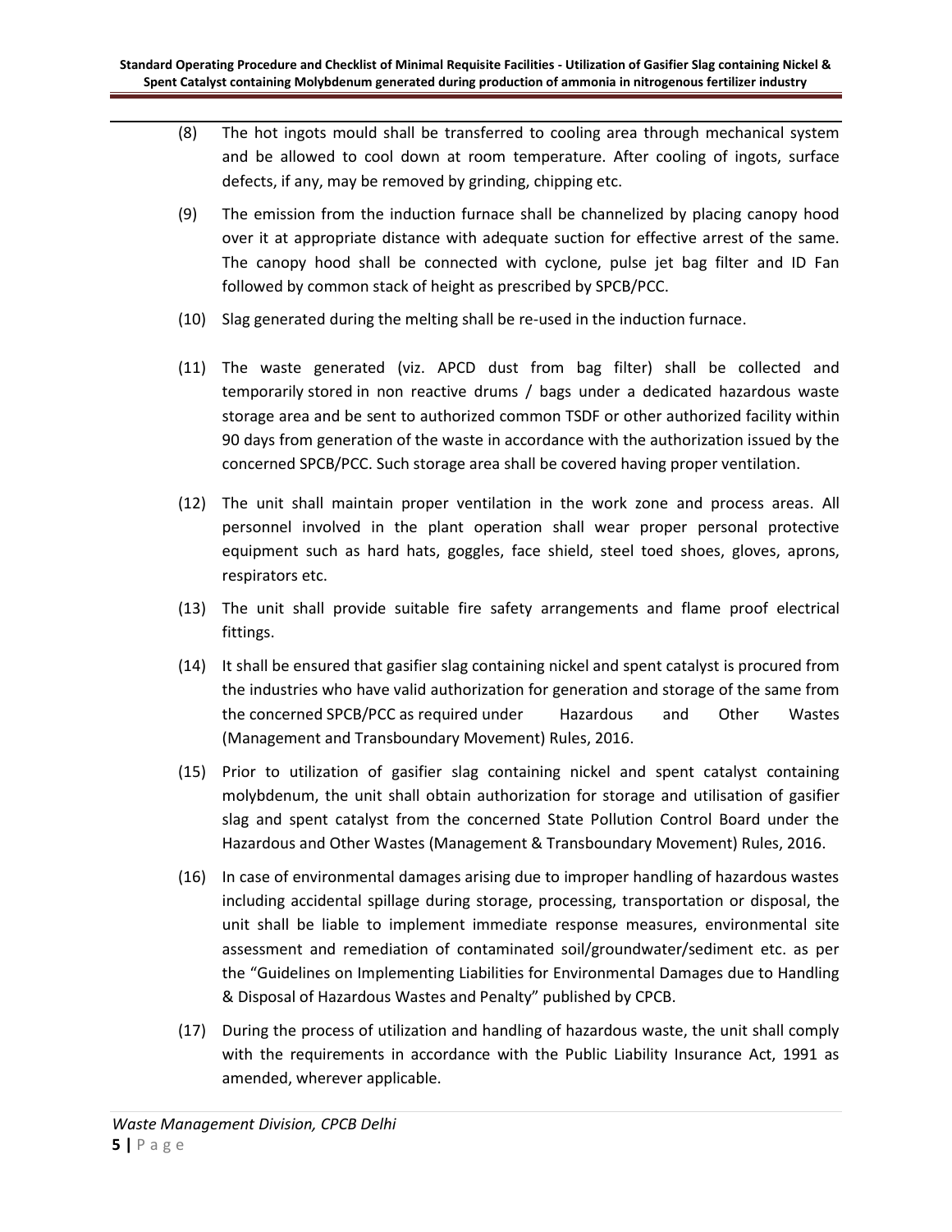(8) The hot ingots mould shall be transferred to cooling area through mechanical system and be allowed to cool down at room temperature. After cooling of ingots, surface defects, if any, may be removed by grinding, chipping etc.

(9) The emission from the induction furnace shall be channelized by placing canopy hood over it at appropriate distance with adequate suction for effective arrest of the same. The canopy hood shall be connected with cyclone, pulse jet bag filter and ID Fan followed by common stack of height as prescribed by SPCB/PCC.

(10) Slag generated during the melting shall be re-used in the induction furnace.

(11) The waste generated (viz. APCD dust from bag filter) shall be collected and temporarily stored in non reactive drums / bags under a dedicated hazardous waste storage area and be sent to authorized common TSDF or other authorized facility within 90 days from generation of the waste in accordance with the authorization issued by the concerned SPCB/PCC. Such storage area shall be covered having proper ventilation.

(12) The unit shall maintain proper ventilation in the work zone and process areas. All personnel involved in the plant operation shall wear proper personal protective equipment such as hard hats, goggles, face shield, steel toed shoes, gloves, aprons, respirators etc.

(13) The unit shall provide suitable fire safety arrangements and flame proof electrical fittings.

(14) It shall be ensured that gasifier slag containing nickel and spent catalyst is procured from the industries who have valid authorization for generation and storage of the same from the concerned SPCB/PCC as required under Hazardous and Other Wastes (Management and Transboundary Movement) Rules, 2016.

(15) Prior to utilization of gasifier slag containing nickel and spent catalyst containing molybdenum, the unit shall obtain authorization for storage and utilisation of gasifier slag and spent catalyst from the concerned State Pollution Control Board under the Hazardous and Other Wastes (Management & Transboundary Movement) Rules, 2016.

(16) In case of environmental damages arising due to improper handling of hazardous wastes including accidental spillage during storage, processing, transportation or disposal, the unit shall be liable to implement immediate response measures, environmental site assessment and remediation of contaminated soil/groundwater/sediment etc. as per the "Guidelines on Implementing Liabilities for Environmental Damages due to Handling & Disposal of Hazardous Wastes and Penalty" published by CPCB.

(17) During the process of utilization and handling of hazardous waste, the unit shall comply with the requirements in accordance with the Public Liability Insurance Act, 1991 as amended, wherever applicable.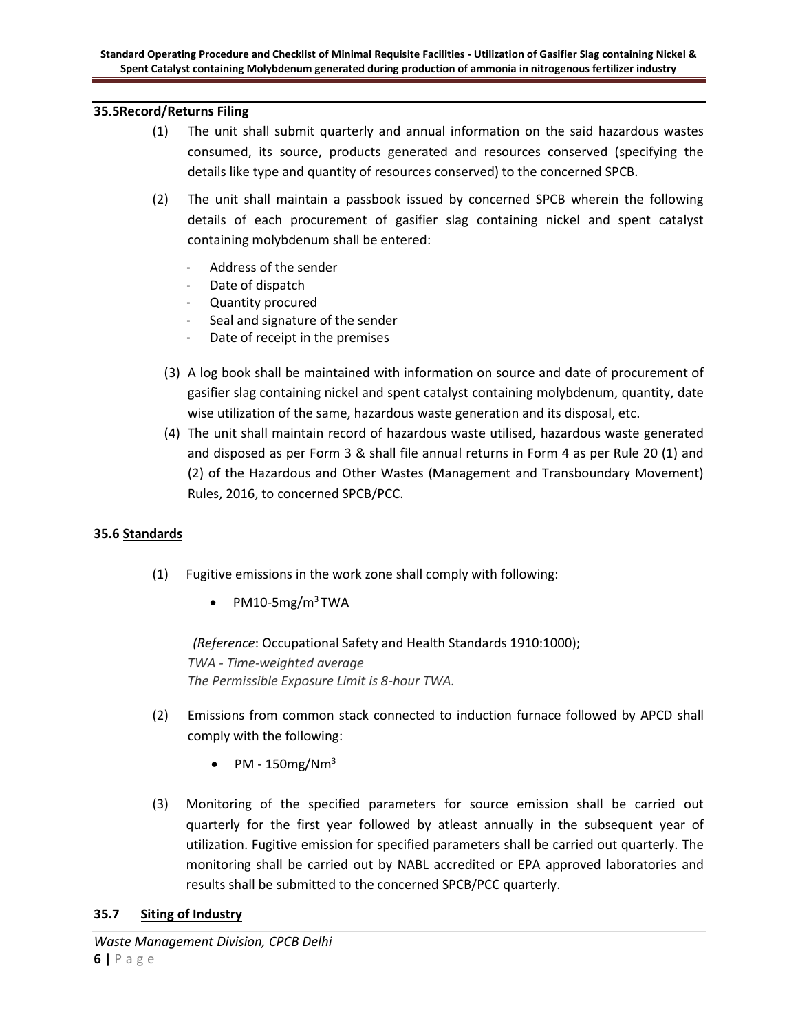### 35.5 Record/Returns Filing

(1) The unit shall submit quarterly and annual information on the said hazardous wastes consumed, its source, products generated and resources conserved (specifying the details like type and quantity of resources conserved) to the concerned SPCB.

(2) The unit shall maintain a passbook issued by concerned SPCB wherein the following details of each procurement of gasifier slag containing nickel and spent catalyst containing molybdenum shall be entered:

- Address of the sender
- Date of dispatch
- Quantity procured
- Seal and signature of the sender
- Date of receipt in the premises

(3) A log book shall be maintained with information on source and date of procurement of gasifier slag containing nickel and spent catalyst containing molybdenum, quantity, date wise utilization of the same, hazardous waste generation and its disposal, etc.

(4) The unit shall maintain record of hazardous waste utilised, hazardous waste generated and disposed as per Form 3 & shall file annual returns in Form 4 as per Rule 20 (1) and (2) of the Hazardous and Other Wastes (Management and Transboundary Movement) Rules, 2016, to concerned SPCB/PCC.

### 35.6 Standards

(1) Fugitive emissions in the work zone shall comply with following:

- PM10-5mg/$m^3$ TWA

*(Reference*: Occupational Safety and Health Standards 1910:1000);
*TWA - Time-weighted average*
*The Permissible Exposure Limit is 8-hour TWA.*

(2) Emissions from common stack connected to induction furnace followed by APCD shall comply with the following:

- PM - 150mg/$Nm^3$

(3) Monitoring of the specified parameters for source emission shall be carried out quarterly for the first year followed by atleast annually in the subsequent year of utilization. Fugitive emission for specified parameters shall be carried out quarterly. The monitoring shall be carried out by NABL accredited or EPA approved laboratories and results shall be submitted to the concerned SPCB/PCC quarterly.

### 35.7 Siting of Industry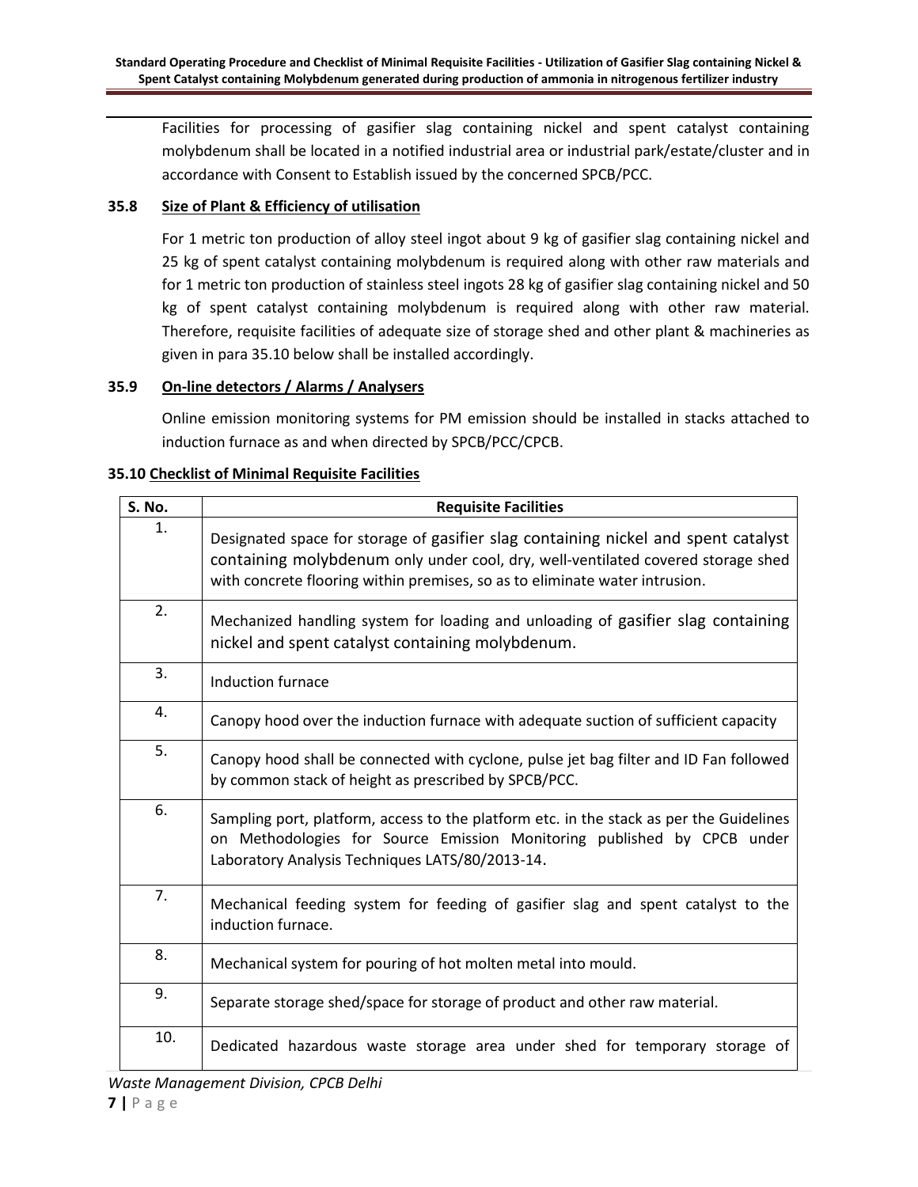Facilities for processing of gasifier slag containing nickel and spent catalyst containing molybdenum shall be located in a notified industrial area or industrial park/estate/cluster and in accordance with Consent to Establish issued by the concerned SPCB/PCC.

### 35.8 Size of Plant & Efficiency of utilisation

For 1 metric ton production of alloy steel ingot about 9 kg of gasifier slag containing nickel and 25 kg of spent catalyst containing molybdenum is required along with other raw materials and for 1 metric ton production of stainless steel ingots 28 kg of gasifier slag containing nickel and 50 kg of spent catalyst containing molybdenum is required along with other raw material. Therefore, requisite facilities of adequate size of storage shed and other plant & machineries as given in para 35.10 below shall be installed accordingly.

### 35.9 On-line detectors / Alarms / Analysers

Online emission monitoring systems for PM emission should be installed in stacks attached to induction furnace as and when directed by SPCB/PCC/CPCB.

### 35.10 Checklist of Minimal Requisite Facilities

| S. No. | Requisite Facilities |
|---|---|
| 1. | Designated space for storage of gasifier slag containing nickel and spent catalyst containing molybdenum only under cool, dry, well-ventilated covered storage shed with concrete flooring within premises, so as to eliminate water intrusion. |
| 2. | Mechanized handling system for loading and unloading of gasifier slag containing nickel and spent catalyst containing molybdenum. |
| 3. | Induction furnace |
| 4. | Canopy hood over the induction furnace with adequate suction of sufficient capacity |
| 5. | Canopy hood shall be connected with cyclone, pulse jet bag filter and ID Fan followed by common stack of height as prescribed by SPCB/PCC. |
| 6. | Sampling port, platform, access to the platform etc. in the stack as per the Guidelines on Methodologies for Source Emission Monitoring published by CPCB under Laboratory Analysis Techniques LATS/80/2013-14. |
| 7. | Mechanical feeding system for feeding of gasifier slag and spent catalyst to the induction furnace. |
| 8. | Mechanical system for pouring of hot molten metal into mould. |
| 9. | Separate storage shed/space for storage of product and other raw material. |
| 10. | Dedicated hazardous waste storage area under shed for temporary storage of |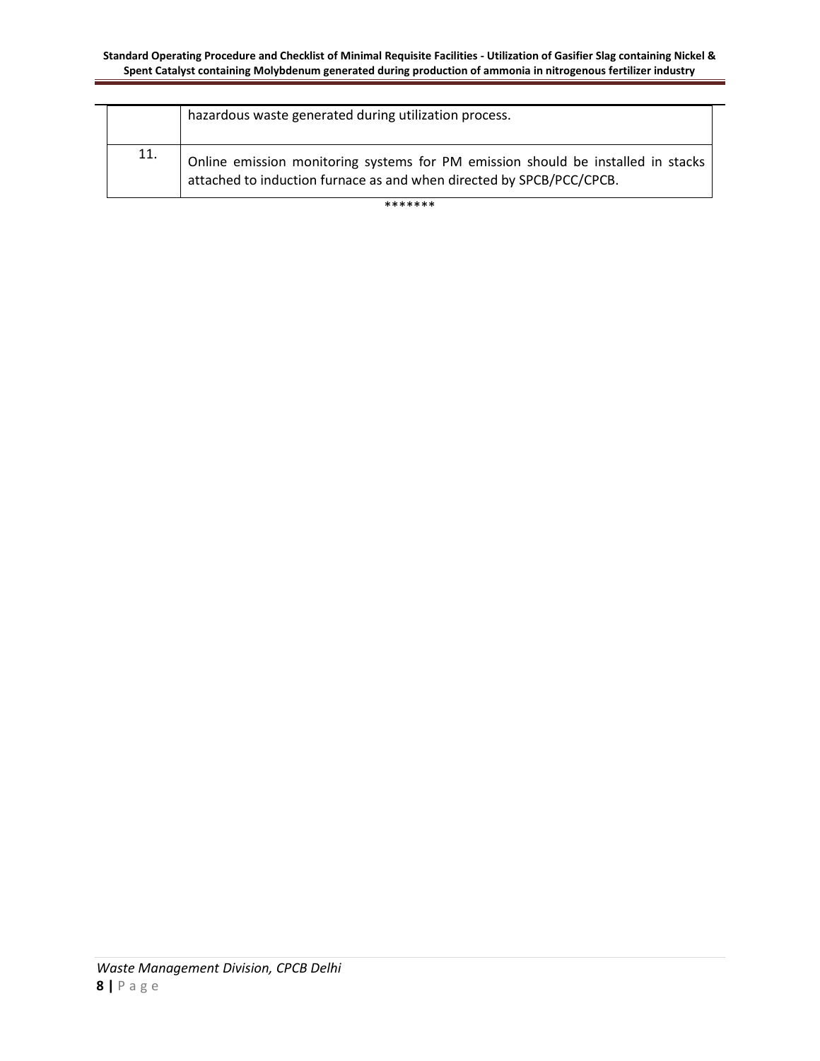| | |
|---|---|
| | hazardous waste generated during utilization process. |
| 11. | Online emission monitoring systems for PM emission should be installed in stacks attached to induction furnace as and when directed by SPCB/PCC/CPCB. |

*******